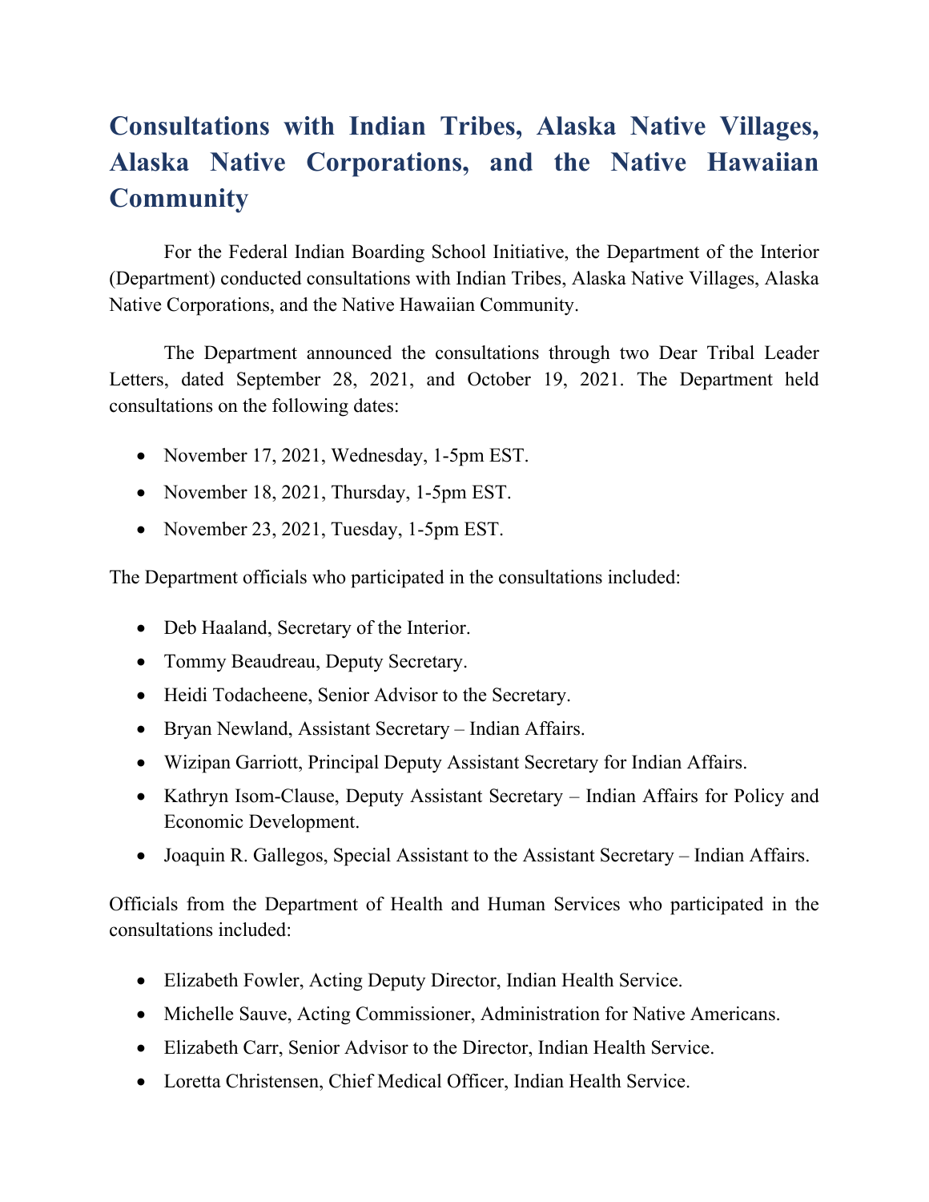# Consultations with Indian Tribes, Alaska Native Villages, Alaska Native Corporations, and the Native Hawaiian Community

For the Federal Indian Boarding School Initiative, the Department of the Interior (Department) conducted consultations with Indian Tribes, Alaska Native Villages, Alaska Native Corporations, and the Native Hawaiian Community.

The Department announced the consultations through two Dear Tribal Leader Letters, dated September 28, 2021, and October 19, 2021. The Department held consultations on the following dates:

- November 17, 2021, Wednesday, 1-5pm EST.
- November 18, 2021, Thursday, 1-5pm EST.
- November 23, 2021, Tuesday, 1-5pm EST.

The Department officials who participated in the consultations included:

- Deb Haaland, Secretary of the Interior.
- Tommy Beaudreau, Deputy Secretary.
- Heidi Todacheene, Senior Advisor to the Secretary.
- Bryan Newland, Assistant Secretary – Indian Affairs.
- Wizipan Garriott, Principal Deputy Assistant Secretary for Indian Affairs.
- Kathryn Isom-Clause, Deputy Assistant Secretary – Indian Affairs for Policy and Economic Development.
- Joaquin R. Gallegos, Special Assistant to the Assistant Secretary – Indian Affairs.

Officials from the Department of Health and Human Services who participated in the consultations included:

- Elizabeth Fowler, Acting Deputy Director, Indian Health Service.
- Michelle Sauve, Acting Commissioner, Administration for Native Americans.
- Elizabeth Carr, Senior Advisor to the Director, Indian Health Service.
- Loretta Christensen, Chief Medical Officer, Indian Health Service.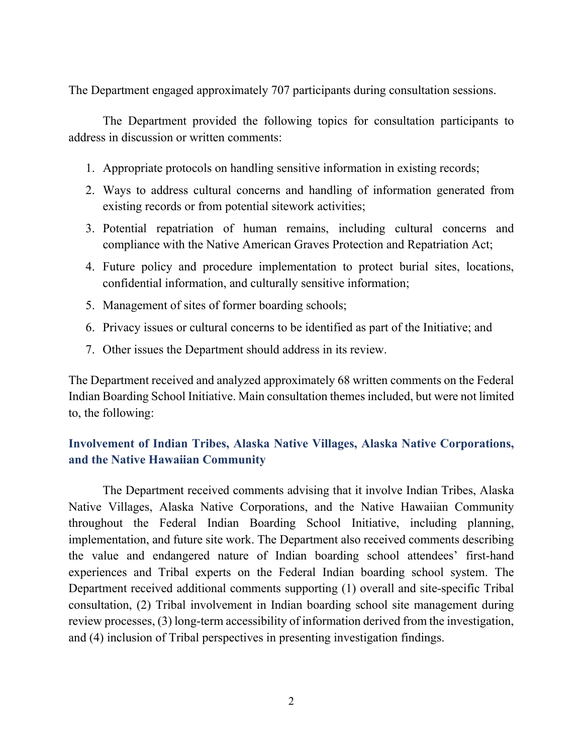The Department engaged approximately 707 participants during consultation sessions.

The Department provided the following topics for consultation participants to address in discussion or written comments:

1. Appropriate protocols on handling sensitive information in existing records;
2. Ways to address cultural concerns and handling of information generated from existing records or from potential sitework activities;
3. Potential repatriation of human remains, including cultural concerns and compliance with the Native American Graves Protection and Repatriation Act;
4. Future policy and procedure implementation to protect burial sites, locations, confidential information, and culturally sensitive information;
5. Management of sites of former boarding schools;
6. Privacy issues or cultural concerns to be identified as part of the Initiative; and
7. Other issues the Department should address in its review.

The Department received and analyzed approximately 68 written comments on the Federal Indian Boarding School Initiative. Main consultation themes included, but were not limited to, the following:

### Involvement of Indian Tribes, Alaska Native Villages, Alaska Native Corporations, and the Native Hawaiian Community

The Department received comments advising that it involve Indian Tribes, Alaska Native Villages, Alaska Native Corporations, and the Native Hawaiian Community throughout the Federal Indian Boarding School Initiative, including planning, implementation, and future site work. The Department also received comments describing the value and endangered nature of Indian boarding school attendees' first-hand experiences and Tribal experts on the Federal Indian boarding school system. The Department received additional comments supporting (1) overall and site-specific Tribal consultation, (2) Tribal involvement in Indian boarding school site management during review processes, (3) long-term accessibility of information derived from the investigation, and (4) inclusion of Tribal perspectives in presenting investigation findings.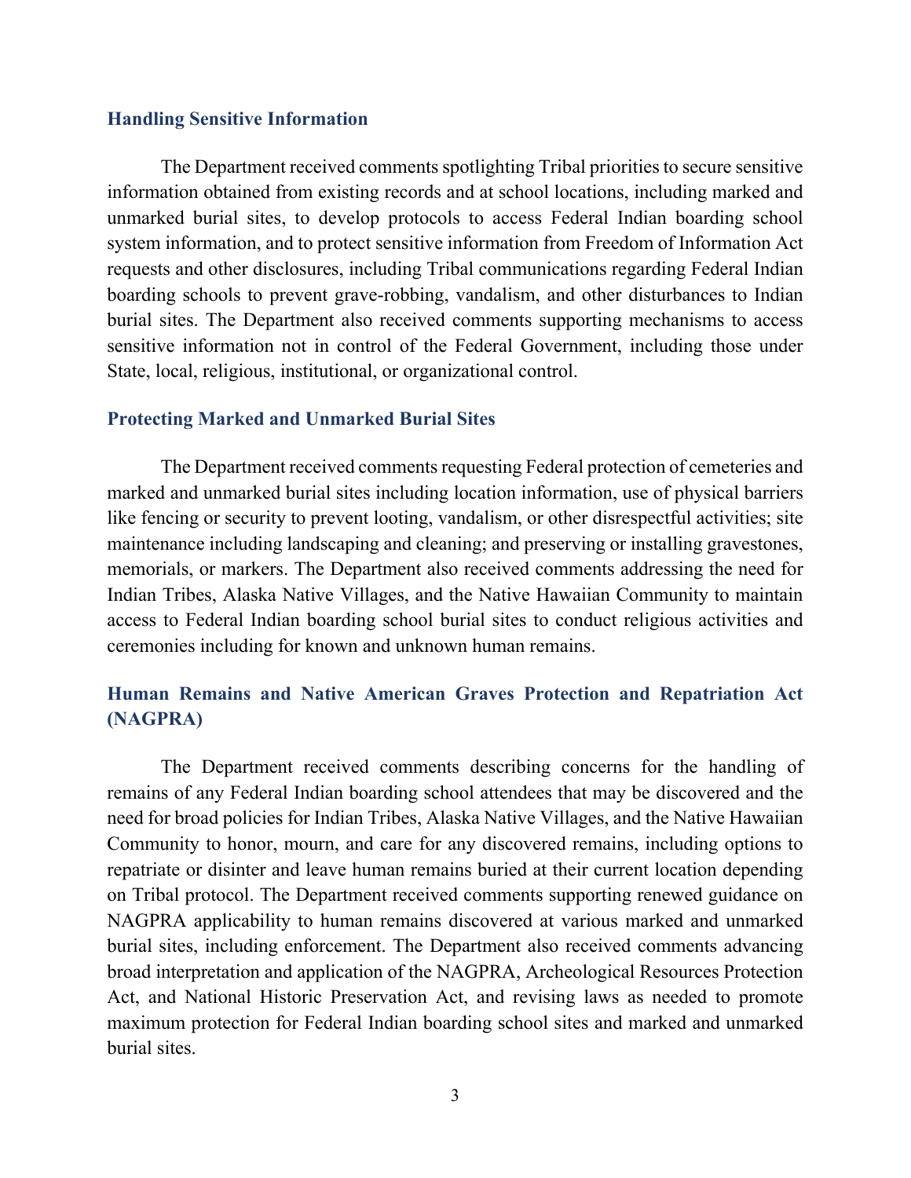### Handling Sensitive Information

The Department received comments spotlighting Tribal priorities to secure sensitive information obtained from existing records and at school locations, including marked and unmarked burial sites, to develop protocols to access Federal Indian boarding school system information, and to protect sensitive information from Freedom of Information Act requests and other disclosures, including Tribal communications regarding Federal Indian boarding schools to prevent grave-robbing, vandalism, and other disturbances to Indian burial sites. The Department also received comments supporting mechanisms to access sensitive information not in control of the Federal Government, including those under State, local, religious, institutional, or organizational control.

### Protecting Marked and Unmarked Burial Sites

The Department received comments requesting Federal protection of cemeteries and marked and unmarked burial sites including location information, use of physical barriers like fencing or security to prevent looting, vandalism, or other disrespectful activities; site maintenance including landscaping and cleaning; and preserving or installing gravestones, memorials, or markers. The Department also received comments addressing the need for Indian Tribes, Alaska Native Villages, and the Native Hawaiian Community to maintain access to Federal Indian boarding school burial sites to conduct religious activities and ceremonies including for known and unknown human remains.

### Human Remains and Native American Graves Protection and Repatriation Act (NAGPRA)

The Department received comments describing concerns for the handling of remains of any Federal Indian boarding school attendees that may be discovered and the need for broad policies for Indian Tribes, Alaska Native Villages, and the Native Hawaiian Community to honor, mourn, and care for any discovered remains, including options to repatriate or disinter and leave human remains buried at their current location depending on Tribal protocol. The Department received comments supporting renewed guidance on NAGPRA applicability to human remains discovered at various marked and unmarked burial sites, including enforcement. The Department also received comments advancing broad interpretation and application of the NAGPRA, Archeological Resources Protection Act, and National Historic Preservation Act, and revising laws as needed to promote maximum protection for Federal Indian boarding school sites and marked and unmarked burial sites.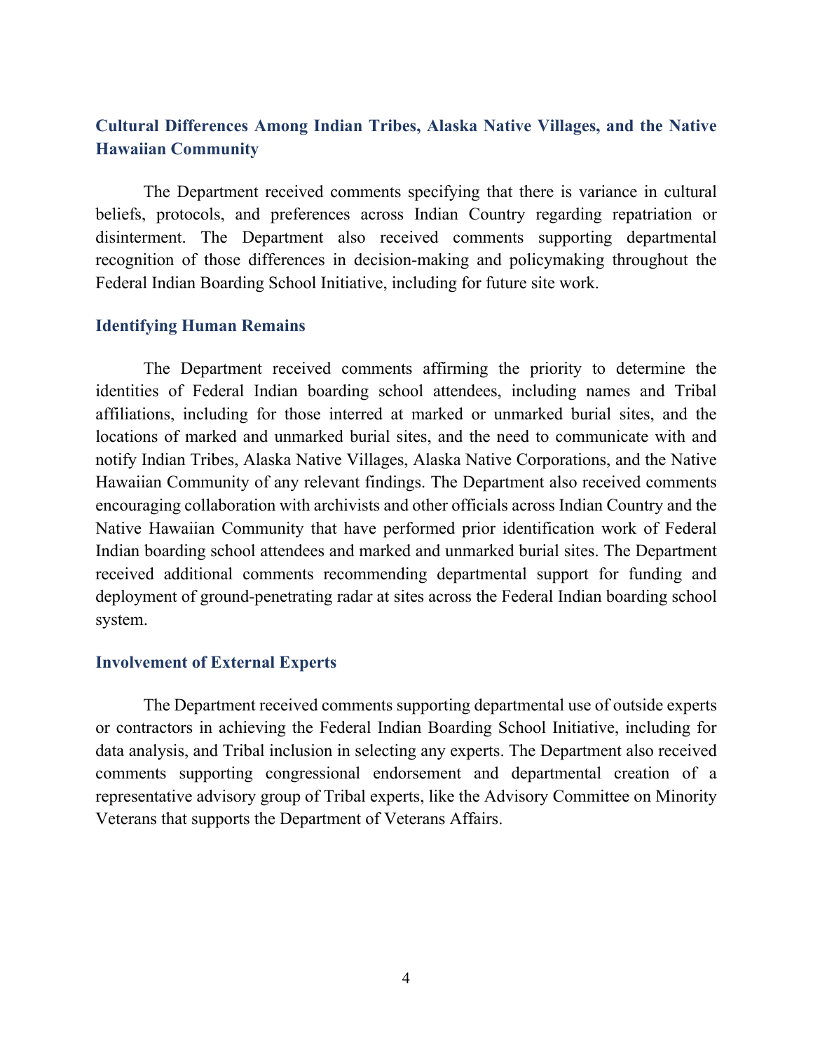### Cultural Differences Among Indian Tribes, Alaska Native Villages, and the Native Hawaiian Community

The Department received comments specifying that there is variance in cultural beliefs, protocols, and preferences across Indian Country regarding repatriation or disinterment. The Department also received comments supporting departmental recognition of those differences in decision-making and policymaking throughout the Federal Indian Boarding School Initiative, including for future site work.

### Identifying Human Remains

The Department received comments affirming the priority to determine the identities of Federal Indian boarding school attendees, including names and Tribal affiliations, including for those interred at marked or unmarked burial sites, and the locations of marked and unmarked burial sites, and the need to communicate with and notify Indian Tribes, Alaska Native Villages, Alaska Native Corporations, and the Native Hawaiian Community of any relevant findings. The Department also received comments encouraging collaboration with archivists and other officials across Indian Country and the Native Hawaiian Community that have performed prior identification work of Federal Indian boarding school attendees and marked and unmarked burial sites. The Department received additional comments recommending departmental support for funding and deployment of ground-penetrating radar at sites across the Federal Indian boarding school system.

### Involvement of External Experts

The Department received comments supporting departmental use of outside experts or contractors in achieving the Federal Indian Boarding School Initiative, including for data analysis, and Tribal inclusion in selecting any experts. The Department also received comments supporting congressional endorsement and departmental creation of a representative advisory group of Tribal experts, like the Advisory Committee on Minority Veterans that supports the Department of Veterans Affairs.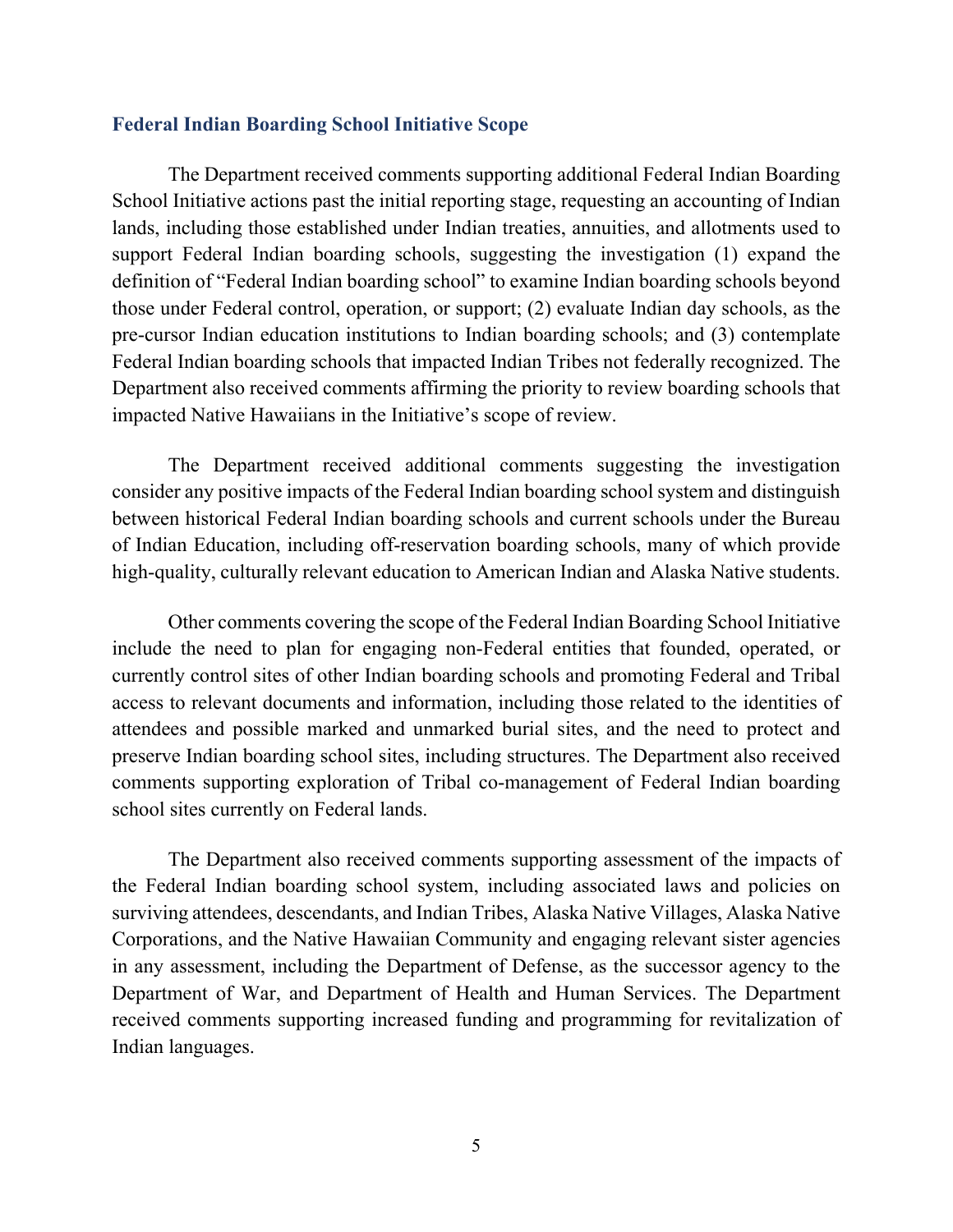### Federal Indian Boarding School Initiative Scope

The Department received comments supporting additional Federal Indian Boarding School Initiative actions past the initial reporting stage, requesting an accounting of Indian lands, including those established under Indian treaties, annuities, and allotments used to support Federal Indian boarding schools, suggesting the investigation (1) expand the definition of "Federal Indian boarding school" to examine Indian boarding schools beyond those under Federal control, operation, or support; (2) evaluate Indian day schools, as the pre-cursor Indian education institutions to Indian boarding schools; and (3) contemplate Federal Indian boarding schools that impacted Indian Tribes not federally recognized. The Department also received comments affirming the priority to review boarding schools that impacted Native Hawaiians in the Initiative's scope of review.

The Department received additional comments suggesting the investigation consider any positive impacts of the Federal Indian boarding school system and distinguish between historical Federal Indian boarding schools and current schools under the Bureau of Indian Education, including off-reservation boarding schools, many of which provide high-quality, culturally relevant education to American Indian and Alaska Native students.

Other comments covering the scope of the Federal Indian Boarding School Initiative include the need to plan for engaging non-Federal entities that founded, operated, or currently control sites of other Indian boarding schools and promoting Federal and Tribal access to relevant documents and information, including those related to the identities of attendees and possible marked and unmarked burial sites, and the need to protect and preserve Indian boarding school sites, including structures. The Department also received comments supporting exploration of Tribal co-management of Federal Indian boarding school sites currently on Federal lands.

The Department also received comments supporting assessment of the impacts of the Federal Indian boarding school system, including associated laws and policies on surviving attendees, descendants, and Indian Tribes, Alaska Native Villages, Alaska Native Corporations, and the Native Hawaiian Community and engaging relevant sister agencies in any assessment, including the Department of Defense, as the successor agency to the Department of War, and Department of Health and Human Services. The Department received comments supporting increased funding and programming for revitalization of Indian languages.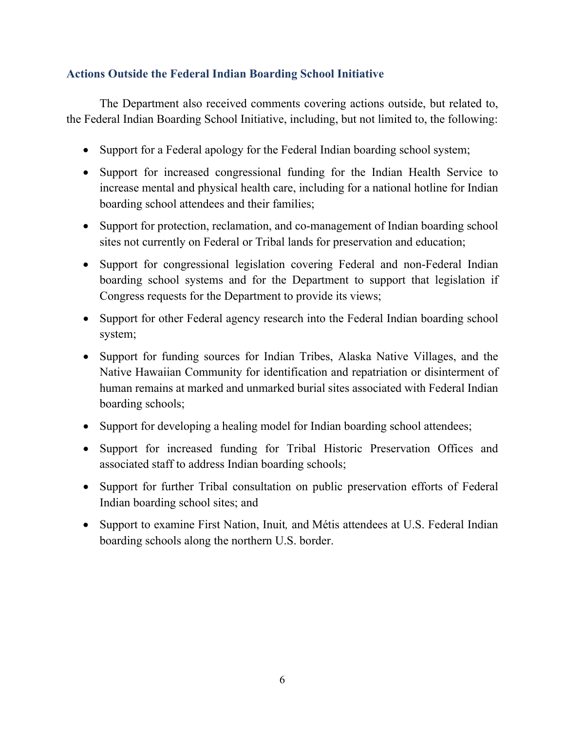### Actions Outside the Federal Indian Boarding School Initiative

The Department also received comments covering actions outside, but related to, the Federal Indian Boarding School Initiative, including, but not limited to, the following:

- Support for a Federal apology for the Federal Indian boarding school system;
- Support for increased congressional funding for the Indian Health Service to increase mental and physical health care, including for a national hotline for Indian boarding school attendees and their families;
- Support for protection, reclamation, and co-management of Indian boarding school sites not currently on Federal or Tribal lands for preservation and education;
- Support for congressional legislation covering Federal and non-Federal Indian boarding school systems and for the Department to support that legislation if Congress requests for the Department to provide its views;
- Support for other Federal agency research into the Federal Indian boarding school system;
- Support for funding sources for Indian Tribes, Alaska Native Villages, and the Native Hawaiian Community for identification and repatriation or disinterment of human remains at marked and unmarked burial sites associated with Federal Indian boarding schools;
- Support for developing a healing model for Indian boarding school attendees;
- Support for increased funding for Tribal Historic Preservation Offices and associated staff to address Indian boarding schools;
- Support for further Tribal consultation on public preservation efforts of Federal Indian boarding school sites; and
- Support to examine First Nation, Inuit, and Métis attendees at U.S. Federal Indian boarding schools along the northern U.S. border.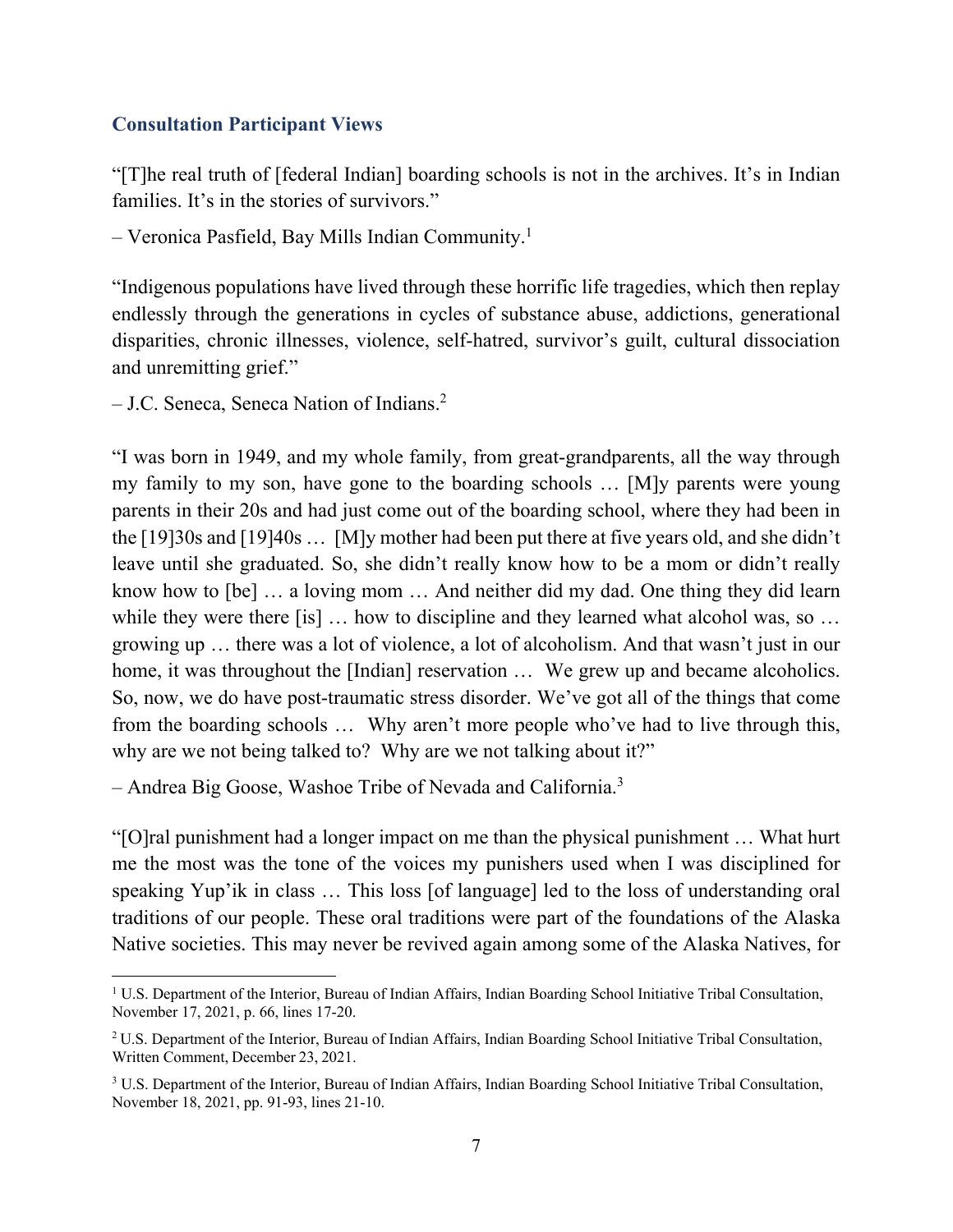### Consultation Participant Views

"[T]he real truth of [federal Indian] boarding schools is not in the archives. It's in Indian families. It's in the stories of survivors."

– Veronica Pasfield, Bay Mills Indian Community.[1]

"Indigenous populations have lived through these horrific life tragedies, which then replay endlessly through the generations in cycles of substance abuse, addictions, generational disparities, chronic illnesses, violence, self-hatred, survivor's guilt, cultural dissociation and unremitting grief."

– J.C. Seneca, Seneca Nation of Indians.[2]

"I was born in 1949, and my whole family, from great-grandparents, all the way through my family to my son, have gone to the boarding schools … [M]y parents were young parents in their 20s and had just come out of the boarding school, where they had been in the [19]30s and [19]40s … [M]y mother had been put there at five years old, and she didn't leave until she graduated. So, she didn't really know how to be a mom or didn't really know how to [be] … a loving mom … And neither did my dad. One thing they did learn while they were there [is] … how to discipline and they learned what alcohol was, so … growing up … there was a lot of violence, a lot of alcoholism. And that wasn't just in our home, it was throughout the [Indian] reservation … We grew up and became alcoholics. So, now, we do have post-traumatic stress disorder. We've got all of the things that come from the boarding schools … Why aren't more people who've had to live through this, why are we not being talked to? Why are we not talking about it?"

– Andrea Big Goose, Washoe Tribe of Nevada and California.[3]

"[O]ral punishment had a longer impact on me than the physical punishment … What hurt me the most was the tone of the voices my punishers used when I was disciplined for speaking Yup'ik in class … This loss [of language] led to the loss of understanding oral traditions of our people. These oral traditions were part of the foundations of the Alaska Native societies. This may never be revived again among some of the Alaska Natives, for

---

[1] U.S. Department of the Interior, Bureau of Indian Affairs, Indian Boarding School Initiative Tribal Consultation, November 17, 2021, p. 66, lines 17-20.

[2] U.S. Department of the Interior, Bureau of Indian Affairs, Indian Boarding School Initiative Tribal Consultation, Written Comment, December 23, 2021.

[3] U.S. Department of the Interior, Bureau of Indian Affairs, Indian Boarding School Initiative Tribal Consultation, November 18, 2021, pp. 91-93, lines 21-10.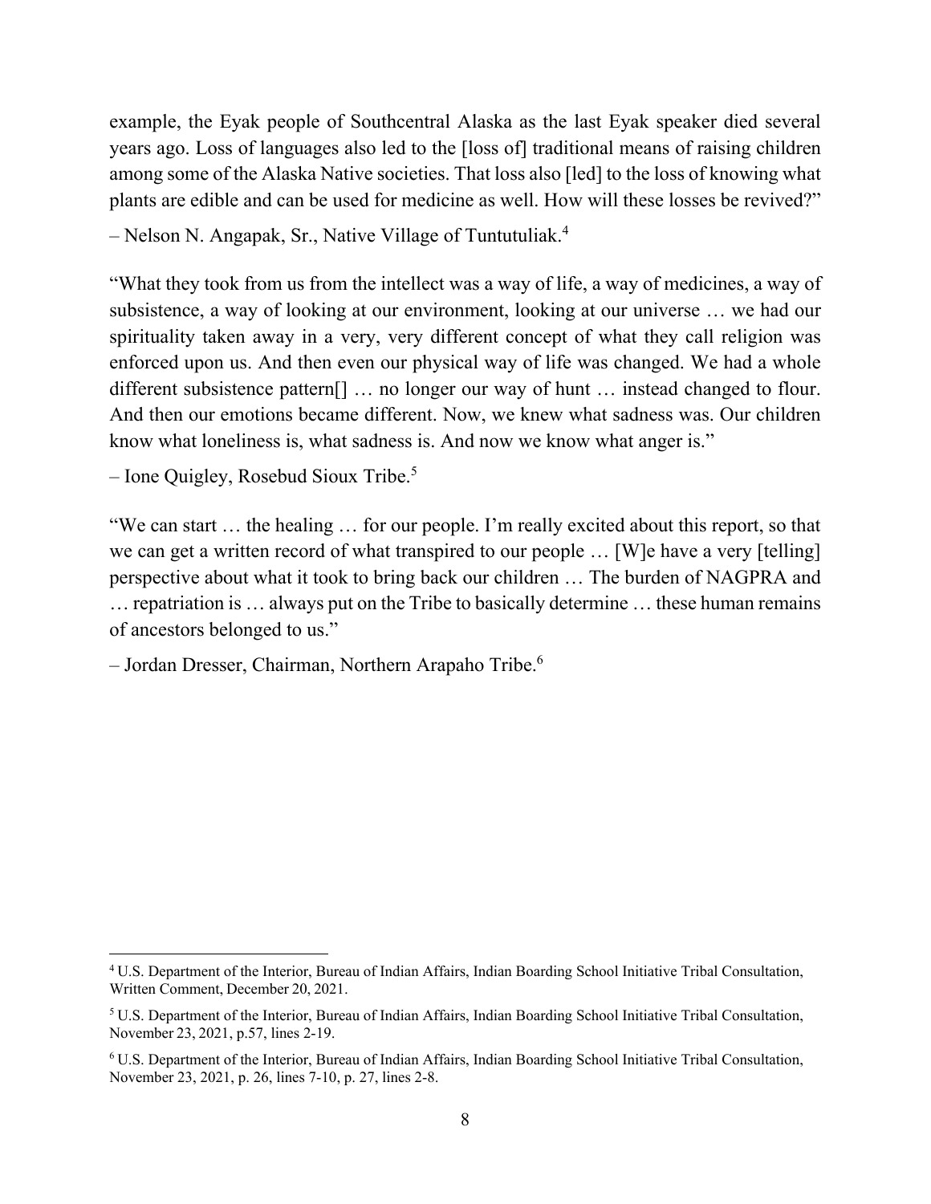example, the Eyak people of Southcentral Alaska as the last Eyak speaker died several years ago. Loss of languages also led to the [loss of] traditional means of raising children among some of the Alaska Native societies. That loss also [led] to the loss of knowing what plants are edible and can be used for medicine as well. How will these losses be revived?"

– Nelson N. Angapak, Sr., Native Village of Tuntutuliak.[4]

"What they took from us from the intellect was a way of life, a way of medicines, a way of subsistence, a way of looking at our environment, looking at our universe … we had our spirituality taken away in a very, very different concept of what they call religion was enforced upon us. And then even our physical way of life was changed. We had a whole different subsistence pattern[] … no longer our way of hunt … instead changed to flour. And then our emotions became different. Now, we knew what sadness was. Our children know what loneliness is, what sadness is. And now we know what anger is."

– Ione Quigley, Rosebud Sioux Tribe.[5]

"We can start … the healing … for our people. I'm really excited about this report, so that we can get a written record of what transpired to our people … [W]e have a very [telling] perspective about what it took to bring back our children … The burden of NAGPRA and … repatriation is … always put on the Tribe to basically determine … these human remains of ancestors belonged to us."

– Jordan Dresser, Chairman, Northern Arapaho Tribe.[6]

---

[4] U.S. Department of the Interior, Bureau of Indian Affairs, Indian Boarding School Initiative Tribal Consultation, Written Comment, December 20, 2021.

[5] U.S. Department of the Interior, Bureau of Indian Affairs, Indian Boarding School Initiative Tribal Consultation, November 23, 2021, p.57, lines 2-19.

[6] U.S. Department of the Interior, Bureau of Indian Affairs, Indian Boarding School Initiative Tribal Consultation, November 23, 2021, p. 26, lines 7-10, p. 27, lines 2-8.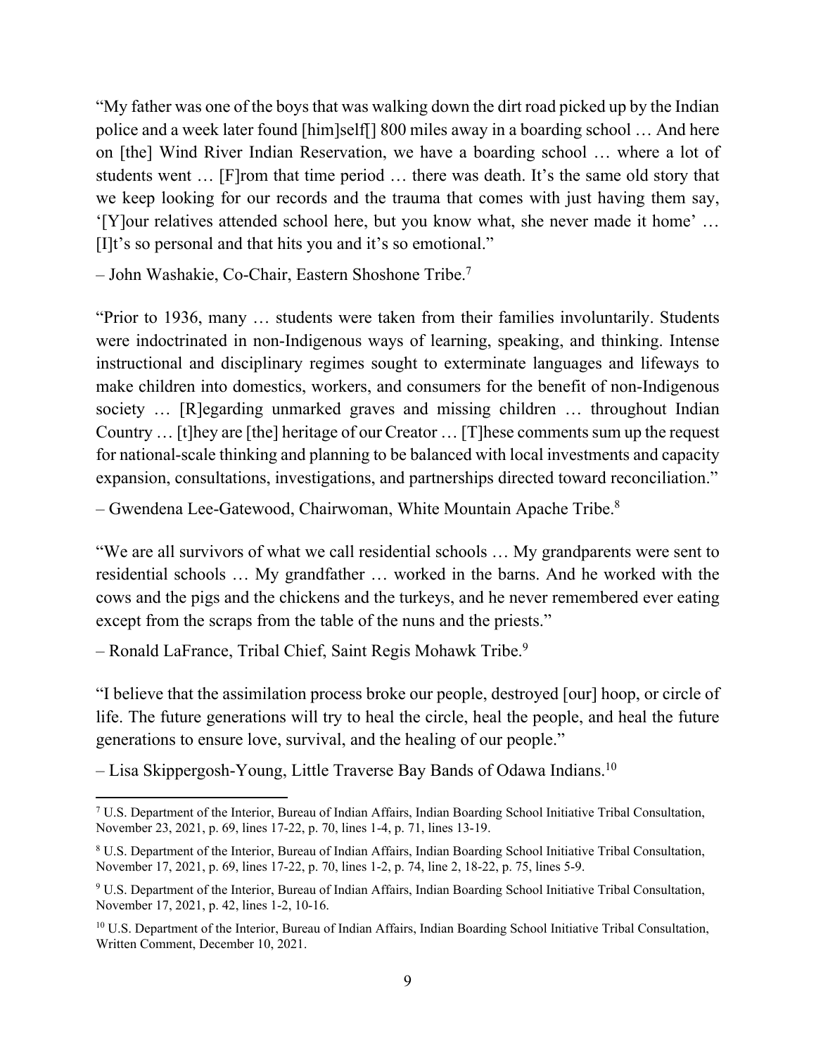"My father was one of the boys that was walking down the dirt road picked up by the Indian police and a week later found [him]self[] 800 miles away in a boarding school … And here on [the] Wind River Indian Reservation, we have a boarding school … where a lot of students went … [F]rom that time period … there was death. It's the same old story that we keep looking for our records and the trauma that comes with just having them say, '[Y]our relatives attended school here, but you know what, she never made it home' … [I]t's so personal and that hits you and it's so emotional."

– John Washakie, Co-Chair, Eastern Shoshone Tribe.[7]

"Prior to 1936, many … students were taken from their families involuntarily. Students were indoctrinated in non-Indigenous ways of learning, speaking, and thinking. Intense instructional and disciplinary regimes sought to exterminate languages and lifeways to make children into domestics, workers, and consumers for the benefit of non-Indigenous society … [R]egarding unmarked graves and missing children … throughout Indian Country … [t]hey are [the] heritage of our Creator … [T]hese comments sum up the request for national-scale thinking and planning to be balanced with local investments and capacity expansion, consultations, investigations, and partnerships directed toward reconciliation."

– Gwendena Lee-Gatewood, Chairwoman, White Mountain Apache Tribe.[8]

"We are all survivors of what we call residential schools … My grandparents were sent to residential schools … My grandfather … worked in the barns. And he worked with the cows and the pigs and the chickens and the turkeys, and he never remembered ever eating except from the scraps from the table of the nuns and the priests."

– Ronald LaFrance, Tribal Chief, Saint Regis Mohawk Tribe.[9]

"I believe that the assimilation process broke our people, destroyed [our] hoop, or circle of life. The future generations will try to heal the circle, heal the people, and heal the future generations to ensure love, survival, and the healing of our people."

– Lisa Skippergosh-Young, Little Traverse Bay Bands of Odawa Indians.[10]

---

[7] U.S. Department of the Interior, Bureau of Indian Affairs, Indian Boarding School Initiative Tribal Consultation, November 23, 2021, p. 69, lines 17-22, p. 70, lines 1-4, p. 71, lines 13-19.

[8] U.S. Department of the Interior, Bureau of Indian Affairs, Indian Boarding School Initiative Tribal Consultation, November 17, 2021, p. 69, lines 17-22, p. 70, lines 1-2, p. 74, line 2, 18-22, p. 75, lines 5-9.

[9] U.S. Department of the Interior, Bureau of Indian Affairs, Indian Boarding School Initiative Tribal Consultation, November 17, 2021, p. 42, lines 1-2, 10-16.

[10] U.S. Department of the Interior, Bureau of Indian Affairs, Indian Boarding School Initiative Tribal Consultation, Written Comment, December 10, 2021.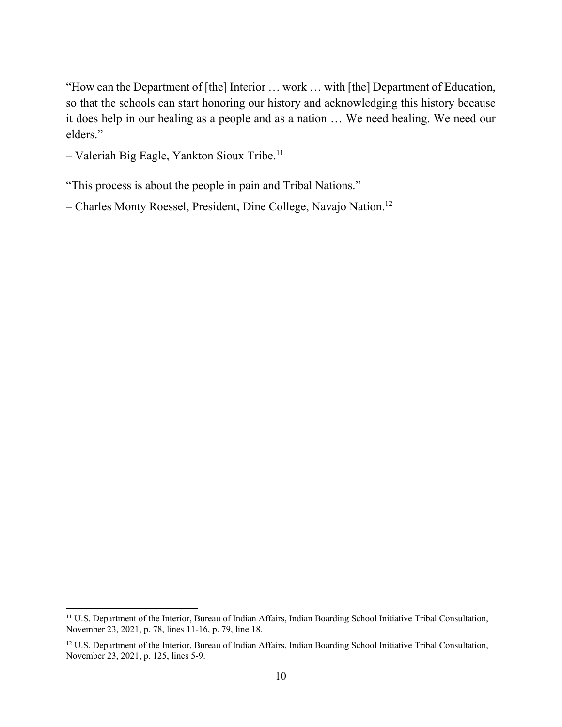"How can the Department of [the] Interior … work … with [the] Department of Education, so that the schools can start honoring our history and acknowledging this history because it does help in our healing as a people and as a nation … We need healing. We need our elders."

– Valeriah Big Eagle, Yankton Sioux Tribe.[11]

"This process is about the people in pain and Tribal Nations."

– Charles Monty Roessel, President, Dine College, Navajo Nation.[12]

---

[11] U.S. Department of the Interior, Bureau of Indian Affairs, Indian Boarding School Initiative Tribal Consultation, November 23, 2021, p. 78, lines 11-16, p. 79, line 18.

[12] U.S. Department of the Interior, Bureau of Indian Affairs, Indian Boarding School Initiative Tribal Consultation, November 23, 2021, p. 125, lines 5-9.